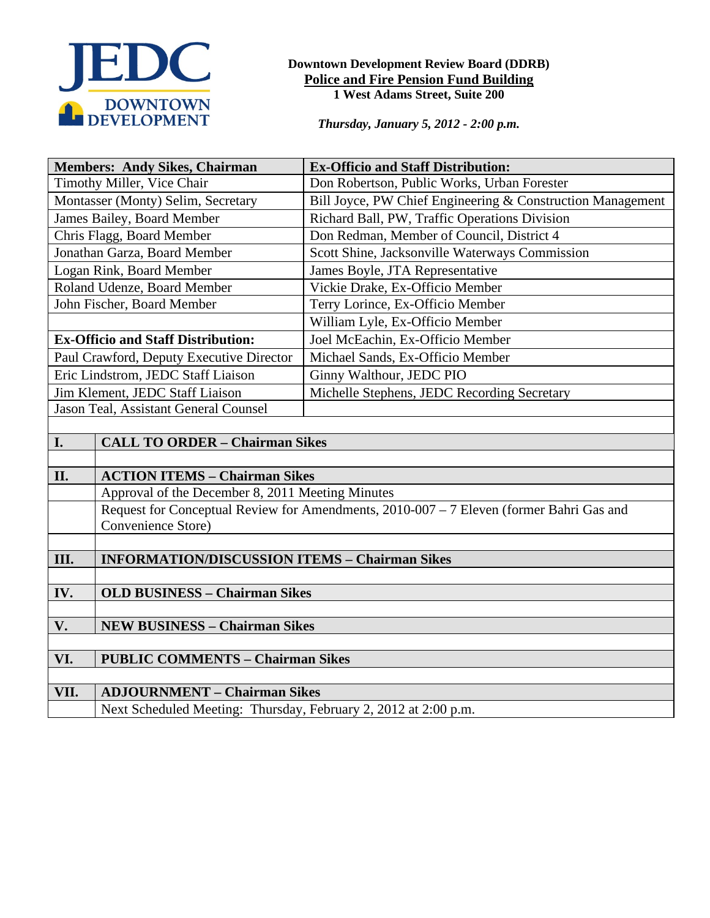JEDC DOWNTOWN DEVELOPMENT

**Downtown Development Review Board (DDRB)**
**Police and Fire Pension Fund Building**
**1 West Adams Street, Suite 200**

***Thursday, January 5, 2012 - 2:00 p.m.***

| **Members: Andy Sikes, Chairman** | **Ex-Officio and Staff Distribution:** |
|---|---|
| Timothy Miller, Vice Chair | Don Robertson, Public Works, Urban Forester |
| Montasser (Monty) Selim, Secretary | Bill Joyce, PW Chief Engineering & Construction Management |
| James Bailey, Board Member | Richard Ball, PW, Traffic Operations Division |
| Chris Flagg, Board Member | Don Redman, Member of Council, District 4 |
| Jonathan Garza, Board Member | Scott Shine, Jacksonville Waterways Commission |
| Logan Rink, Board Member | James Boyle, JTA Representative |
| Roland Udenze, Board Member | Vickie Drake, Ex-Officio Member |
| John Fischer, Board Member | Terry Lorince, Ex-Officio Member |
| | William Lyle, Ex-Officio Member |
| **Ex-Officio and Staff Distribution:** | Joel McEachin, Ex-Officio Member |
| Paul Crawford, Deputy Executive Director | Michael Sands, Ex-Officio Member |
| Eric Lindstrom, JEDC Staff Liaison | Ginny Walthour, JEDC PIO |
| Jim Klement, JEDC Staff Liaison | Michelle Stephens, JEDC Recording Secretary |
| Jason Teal, Assistant General Counsel | |

| | |
|---|---|
| **I.** | **CALL TO ORDER – Chairman Sikes** |
| | |
| **II.** | **ACTION ITEMS – Chairman Sikes** |
| | Approval of the December 8, 2011 Meeting Minutes |
| | Request for Conceptual Review for Amendments, 2010-007 – 7 Eleven (former Bahri Gas and Convenience Store) |
| | |
| **III.** | **INFORMATION/DISCUSSION ITEMS – Chairman Sikes** |
| | |
| **IV.** | **OLD BUSINESS – Chairman Sikes** |
| | |
| **V.** | **NEW BUSINESS – Chairman Sikes** |
| | |
| **VI.** | **PUBLIC COMMENTS – Chairman Sikes** |
| | |
| **VII.** | **ADJOURNMENT – Chairman Sikes** |
| | Next Scheduled Meeting: Thursday, February 2, 2012 at 2:00 p.m. |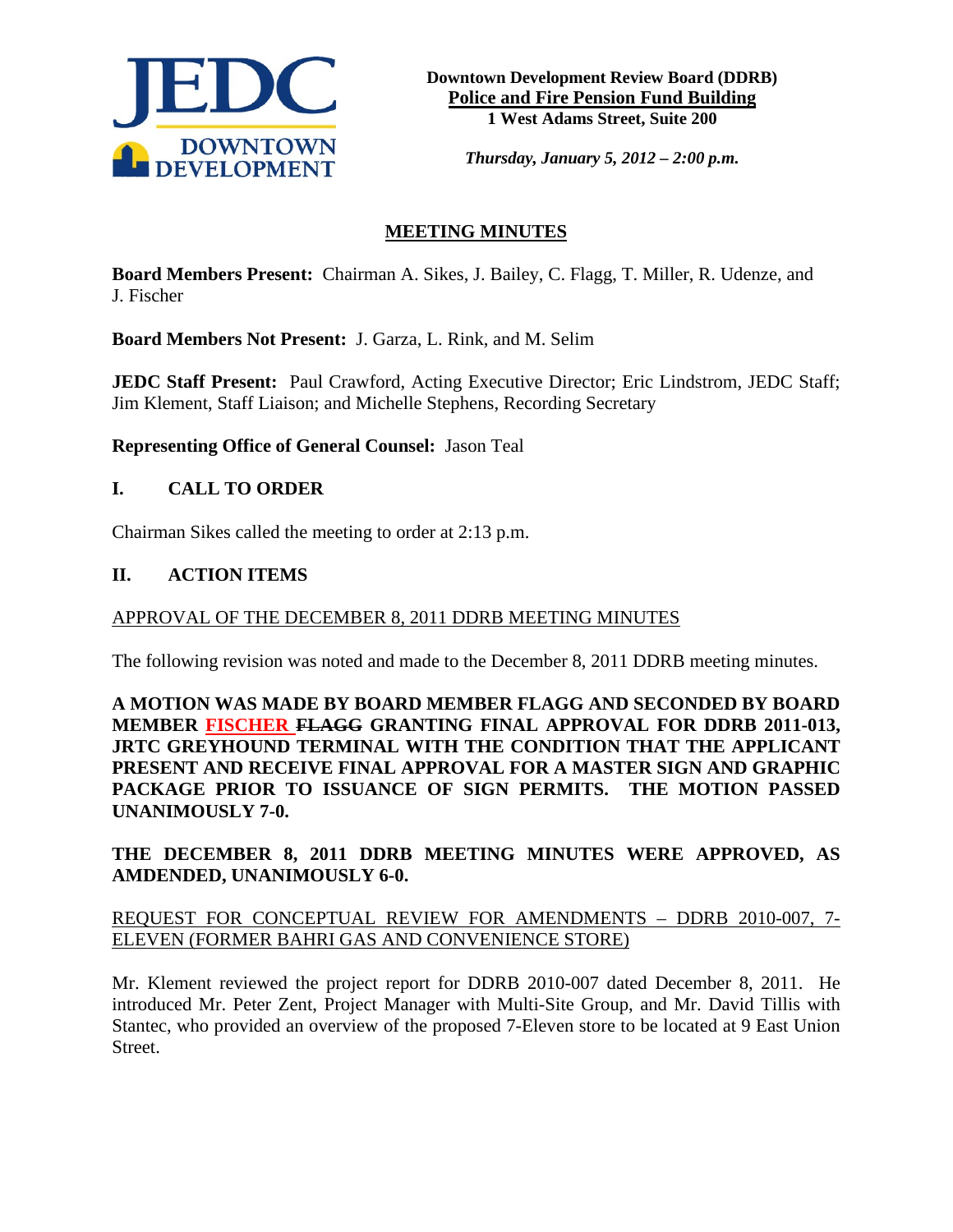**Downtown Development Review Board (DDRB)**
**Police and Fire Pension Fund Building**
**1 West Adams Street, Suite 200**

***Thursday, January 5, 2012 – 2:00 p.m.***

## MEETING MINUTES

**Board Members Present:** Chairman A. Sikes, J. Bailey, C. Flagg, T. Miller, R. Udenze, and J. Fischer

**Board Members Not Present:** J. Garza, L. Rink, and M. Selim

**JEDC Staff Present:** Paul Crawford, Acting Executive Director; Eric Lindstrom, JEDC Staff; Jim Klement, Staff Liaison; and Michelle Stephens, Recording Secretary

**Representing Office of General Counsel:** Jason Teal

## I. CALL TO ORDER

Chairman Sikes called the meeting to order at 2:13 p.m.

## II. ACTION ITEMS

APPROVAL OF THE DECEMBER 8, 2011 DDRB MEETING MINUTES

The following revision was noted and made to the December 8, 2011 DDRB meeting minutes.

**A MOTION WAS MADE BY BOARD MEMBER FLAGG AND SECONDED BY BOARD MEMBER FISCHER ~~FLAGG~~ GRANTING FINAL APPROVAL FOR DDRB 2011-013, JRTC GREYHOUND TERMINAL WITH THE CONDITION THAT THE APPLICANT PRESENT AND RECEIVE FINAL APPROVAL FOR A MASTER SIGN AND GRAPHIC PACKAGE PRIOR TO ISSUANCE OF SIGN PERMITS. THE MOTION PASSED UNANIMOUSLY 7-0.**

**THE DECEMBER 8, 2011 DDRB MEETING MINUTES WERE APPROVED, AS AMDENDED, UNANIMOUSLY 6-0.**

REQUEST FOR CONCEPTUAL REVIEW FOR AMENDMENTS – DDRB 2010-007, 7-ELEVEN (FORMER BAHRI GAS AND CONVENIENCE STORE)

Mr. Klement reviewed the project report for DDRB 2010-007 dated December 8, 2011. He introduced Mr. Peter Zent, Project Manager with Multi-Site Group, and Mr. David Tillis with Stantec, who provided an overview of the proposed 7-Eleven store to be located at 9 East Union Street.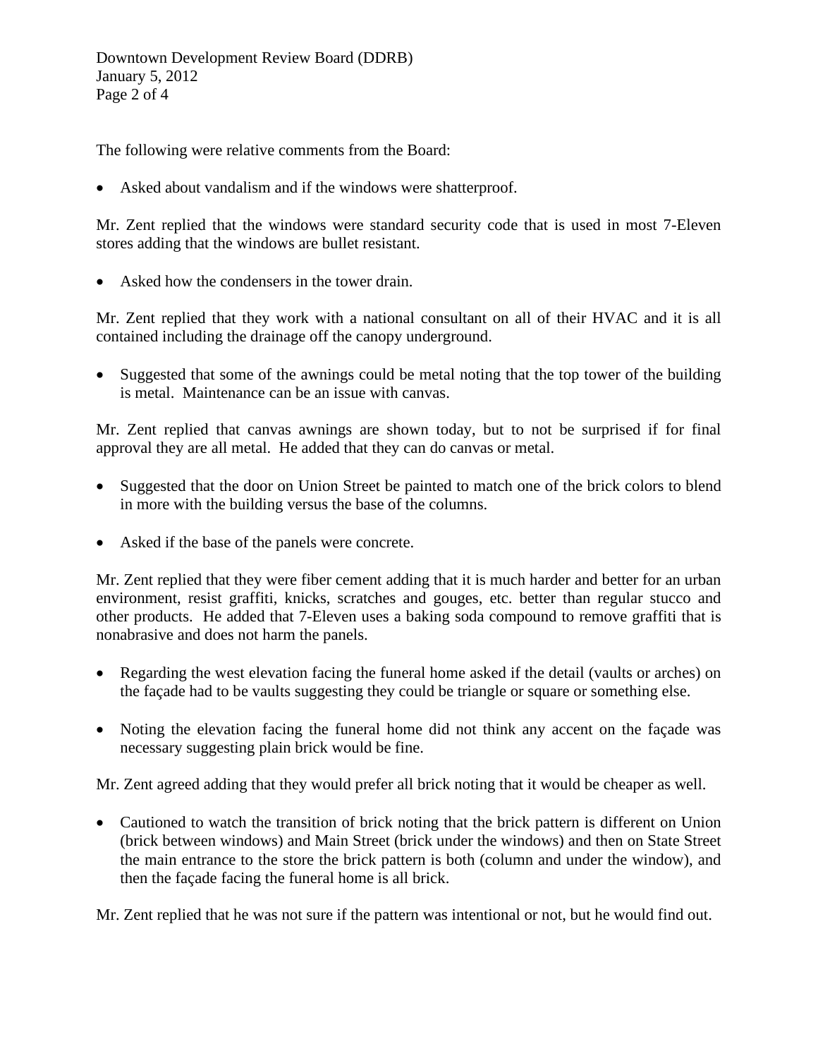The following were relative comments from the Board:

- Asked about vandalism and if the windows were shatterproof.

Mr. Zent replied that the windows were standard security code that is used in most 7-Eleven stores adding that the windows are bullet resistant.

- Asked how the condensers in the tower drain.

Mr. Zent replied that they work with a national consultant on all of their HVAC and it is all contained including the drainage off the canopy underground.

- Suggested that some of the awnings could be metal noting that the top tower of the building is metal. Maintenance can be an issue with canvas.

Mr. Zent replied that canvas awnings are shown today, but to not be surprised if for final approval they are all metal. He added that they can do canvas or metal.

- Suggested that the door on Union Street be painted to match one of the brick colors to blend in more with the building versus the base of the columns.
- Asked if the base of the panels were concrete.

Mr. Zent replied that they were fiber cement adding that it is much harder and better for an urban environment, resist graffiti, knicks, scratches and gouges, etc. better than regular stucco and other products. He added that 7-Eleven uses a baking soda compound to remove graffiti that is nonabrasive and does not harm the panels.

- Regarding the west elevation facing the funeral home asked if the detail (vaults or arches) on the façade had to be vaults suggesting they could be triangle or square or something else.
- Noting the elevation facing the funeral home did not think any accent on the façade was necessary suggesting plain brick would be fine.

Mr. Zent agreed adding that they would prefer all brick noting that it would be cheaper as well.

- Cautioned to watch the transition of brick noting that the brick pattern is different on Union (brick between windows) and Main Street (brick under the windows) and then on State Street the main entrance to the store the brick pattern is both (column and under the window), and then the façade facing the funeral home is all brick.

Mr. Zent replied that he was not sure if the pattern was intentional or not, but he would find out.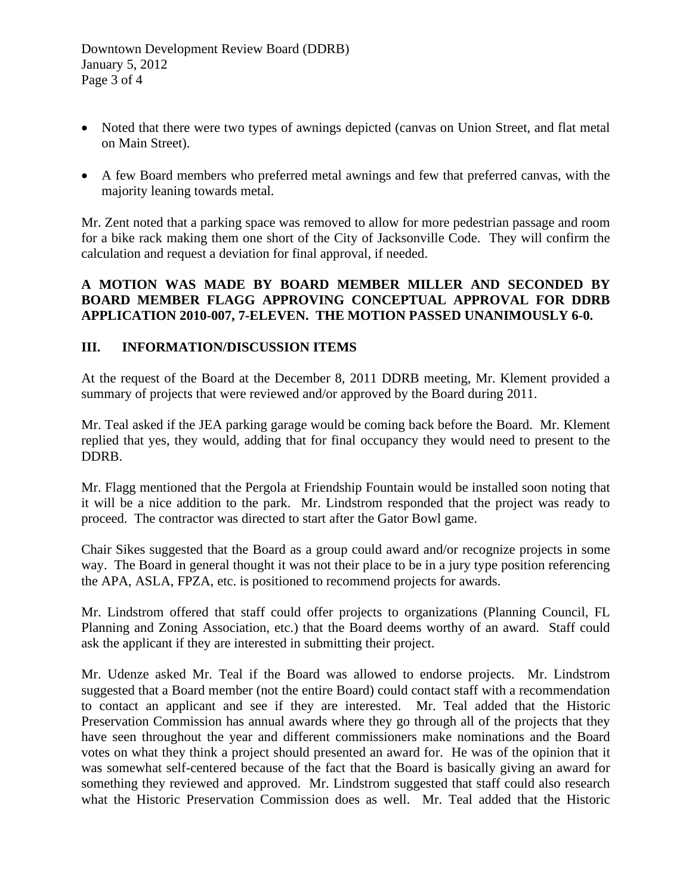- Noted that there were two types of awnings depicted (canvas on Union Street, and flat metal on Main Street).

- A few Board members who preferred metal awnings and few that preferred canvas, with the majority leaning towards metal.

Mr. Zent noted that a parking space was removed to allow for more pedestrian passage and room for a bike rack making them one short of the City of Jacksonville Code. They will confirm the calculation and request a deviation for final approval, if needed.

**A MOTION WAS MADE BY BOARD MEMBER MILLER AND SECONDED BY BOARD MEMBER FLAGG APPROVING CONCEPTUAL APPROVAL FOR DDRB APPLICATION 2010-007, 7-ELEVEN. THE MOTION PASSED UNANIMOUSLY 6-0.**

## III. INFORMATION/DISCUSSION ITEMS

At the request of the Board at the December 8, 2011 DDRB meeting, Mr. Klement provided a summary of projects that were reviewed and/or approved by the Board during 2011.

Mr. Teal asked if the JEA parking garage would be coming back before the Board. Mr. Klement replied that yes, they would, adding that for final occupancy they would need to present to the DDRB.

Mr. Flagg mentioned that the Pergola at Friendship Fountain would be installed soon noting that it will be a nice addition to the park. Mr. Lindstrom responded that the project was ready to proceed. The contractor was directed to start after the Gator Bowl game.

Chair Sikes suggested that the Board as a group could award and/or recognize projects in some way. The Board in general thought it was not their place to be in a jury type position referencing the APA, ASLA, FPZA, etc. is positioned to recommend projects for awards.

Mr. Lindstrom offered that staff could offer projects to organizations (Planning Council, FL Planning and Zoning Association, etc.) that the Board deems worthy of an award. Staff could ask the applicant if they are interested in submitting their project.

Mr. Udenze asked Mr. Teal if the Board was allowed to endorse projects. Mr. Lindstrom suggested that a Board member (not the entire Board) could contact staff with a recommendation to contact an applicant and see if they are interested. Mr. Teal added that the Historic Preservation Commission has annual awards where they go through all of the projects that they have seen throughout the year and different commissioners make nominations and the Board votes on what they think a project should presented an award for. He was of the opinion that it was somewhat self-centered because of the fact that the Board is basically giving an award for something they reviewed and approved. Mr. Lindstrom suggested that staff could also research what the Historic Preservation Commission does as well. Mr. Teal added that the Historic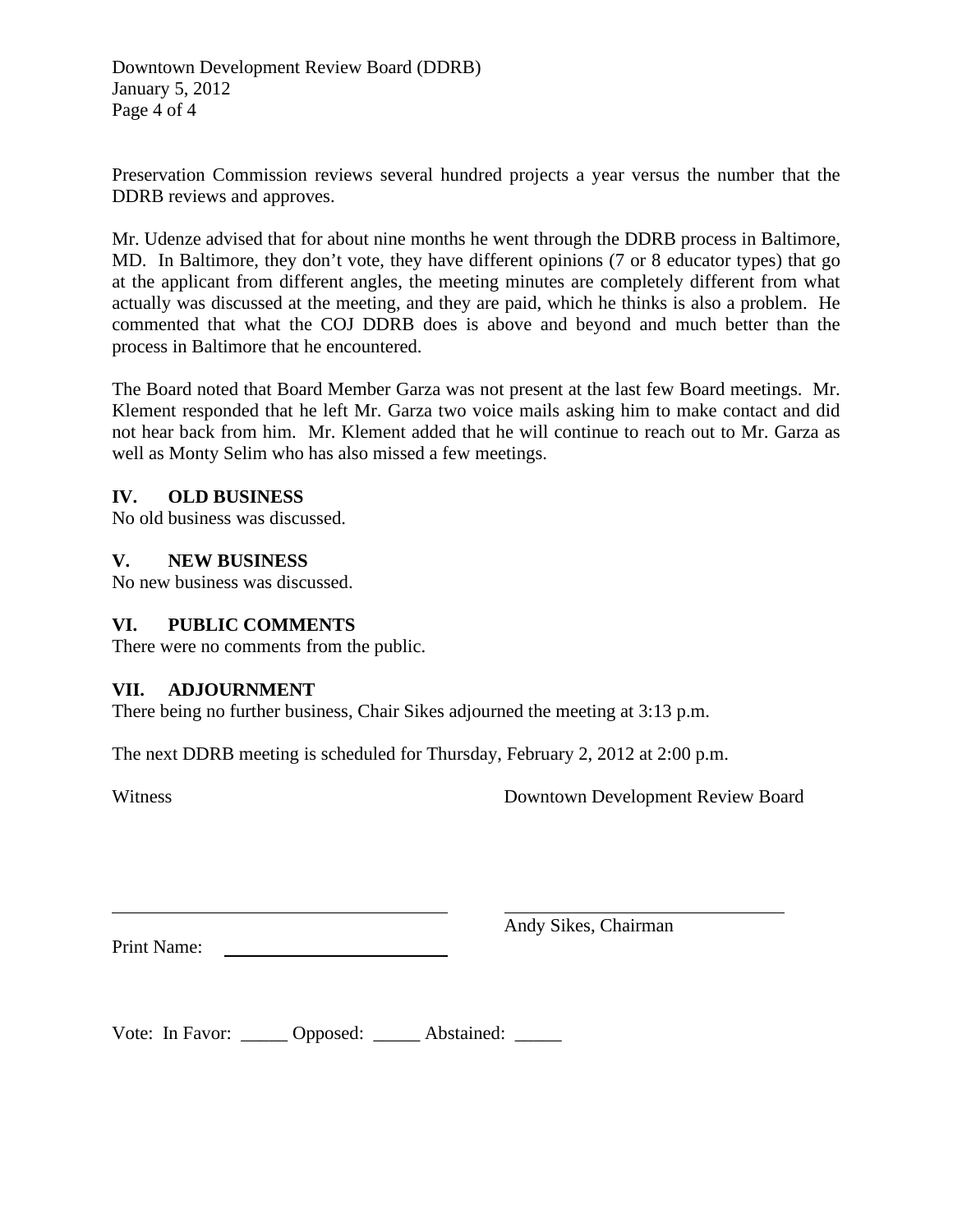Preservation Commission reviews several hundred projects a year versus the number that the DDRB reviews and approves.

Mr. Udenze advised that for about nine months he went through the DDRB process in Baltimore, MD. In Baltimore, they don't vote, they have different opinions (7 or 8 educator types) that go at the applicant from different angles, the meeting minutes are completely different from what actually was discussed at the meeting, and they are paid, which he thinks is also a problem. He commented that what the COJ DDRB does is above and beyond and much better than the process in Baltimore that he encountered.

The Board noted that Board Member Garza was not present at the last few Board meetings. Mr. Klement responded that he left Mr. Garza two voice mails asking him to make contact and did not hear back from him. Mr. Klement added that he will continue to reach out to Mr. Garza as well as Monty Selim who has also missed a few meetings.

## IV. OLD BUSINESS

No old business was discussed.

## V. NEW BUSINESS

No new business was discussed.

## VI. PUBLIC COMMENTS

There were no comments from the public.

## VII. ADJOURNMENT

There being no further business, Chair Sikes adjourned the meeting at 3:13 p.m.

The next DDRB meeting is scheduled for Thursday, February 2, 2012 at 2:00 p.m.

Witness

Downtown Development Review Board

______________________________

Print Name: ____________________

______________________________

Andy Sikes, Chairman

Vote: In Favor: _____ Opposed: _____ Abstained: _____